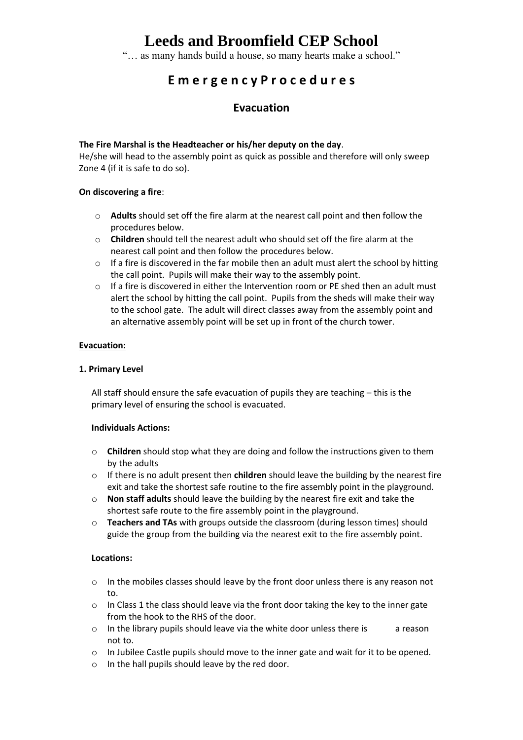# Leeds and Broomfield CEP School

"… as many hands build a house, so many hearts make a school."

## Emergency Procedures

### Evacuation

**The Fire Marshal is the Headteacher or his/her deputy on the day**.
He/she will head to the assembly point as quick as possible and therefore will only sweep Zone 4 (if it is safe to do so).

**On discovering a fire**:

- **Adults** should set off the fire alarm at the nearest call point and then follow the procedures below.
- **Children** should tell the nearest adult who should set off the fire alarm at the nearest call point and then follow the procedures below.
- If a fire is discovered in the far mobile then an adult must alert the school by hitting the call point. Pupils will make their way to the assembly point.
- If a fire is discovered in either the Intervention room or PE shed then an adult must alert the school by hitting the call point. Pupils from the sheds will make their way to the school gate. The adult will direct classes away from the assembly point and an alternative assembly point will be set up in front of the church tower.

**Evacuation:**

**1. Primary Level**

All staff should ensure the safe evacuation of pupils they are teaching – this is the primary level of ensuring the school is evacuated.

**Individuals Actions:**

- **Children** should stop what they are doing and follow the instructions given to them by the adults
- If there is no adult present then **children** should leave the building by the nearest fire exit and take the shortest safe routine to the fire assembly point in the playground.
- **Non staff adults** should leave the building by the nearest fire exit and take the shortest safe route to the fire assembly point in the playground.
- **Teachers and TAs** with groups outside the classroom (during lesson times) should guide the group from the building via the nearest exit to the fire assembly point.

**Locations:**

- In the mobiles classes should leave by the front door unless there is any reason not to.
- In Class 1 the class should leave via the front door taking the key to the inner gate from the hook to the RHS of the door.
- In the library pupils should leave via the white door unless there is a reason not to.
- In Jubilee Castle pupils should move to the inner gate and wait for it to be opened.
- In the hall pupils should leave by the red door.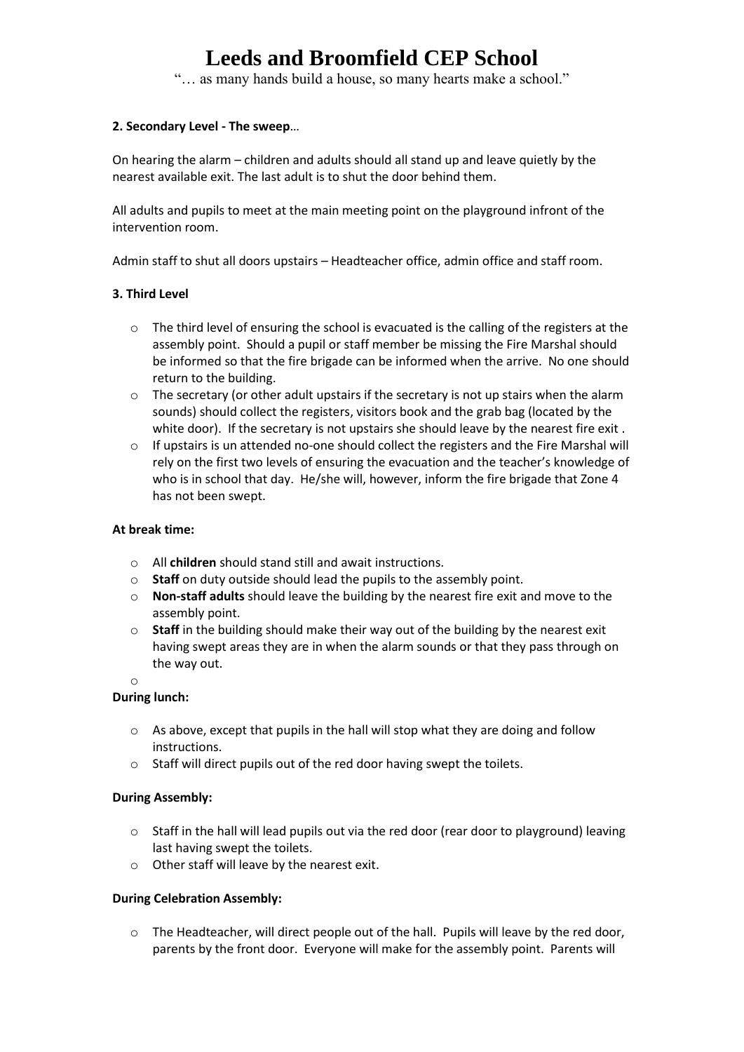# Leeds and Broomfield CEP School

"… as many hands build a house, so many hearts make a school."

**2. Secondary Level - The sweep**…

On hearing the alarm – children and adults should all stand up and leave quietly by the nearest available exit. The last adult is to shut the door behind them.

All adults and pupils to meet at the main meeting point on the playground infront of the intervention room.

Admin staff to shut all doors upstairs – Headteacher office, admin office and staff room.

**3. Third Level**

- The third level of ensuring the school is evacuated is the calling of the registers at the assembly point. Should a pupil or staff member be missing the Fire Marshal should be informed so that the fire brigade can be informed when the arrive. No one should return to the building.
- The secretary (or other adult upstairs if the secretary is not up stairs when the alarm sounds) should collect the registers, visitors book and the grab bag (located by the white door). If the secretary is not upstairs she should leave by the nearest fire exit .
- If upstairs is un attended no-one should collect the registers and the Fire Marshal will rely on the first two levels of ensuring the evacuation and the teacher's knowledge of who is in school that day. He/she will, however, inform the fire brigade that Zone 4 has not been swept.

**At break time:**

- All **children** should stand still and await instructions.
- **Staff** on duty outside should lead the pupils to the assembly point.
- **Non-staff adults** should leave the building by the nearest fire exit and move to the assembly point.
- **Staff** in the building should make their way out of the building by the nearest exit having swept areas they are in when the alarm sounds or that they pass through on the way out.

**During lunch:**

- As above, except that pupils in the hall will stop what they are doing and follow instructions.
- Staff will direct pupils out of the red door having swept the toilets.

**During Assembly:**

- Staff in the hall will lead pupils out via the red door (rear door to playground) leaving last having swept the toilets.
- Other staff will leave by the nearest exit.

**During Celebration Assembly:**

- The Headteacher, will direct people out of the hall. Pupils will leave by the red door, parents by the front door. Everyone will make for the assembly point. Parents will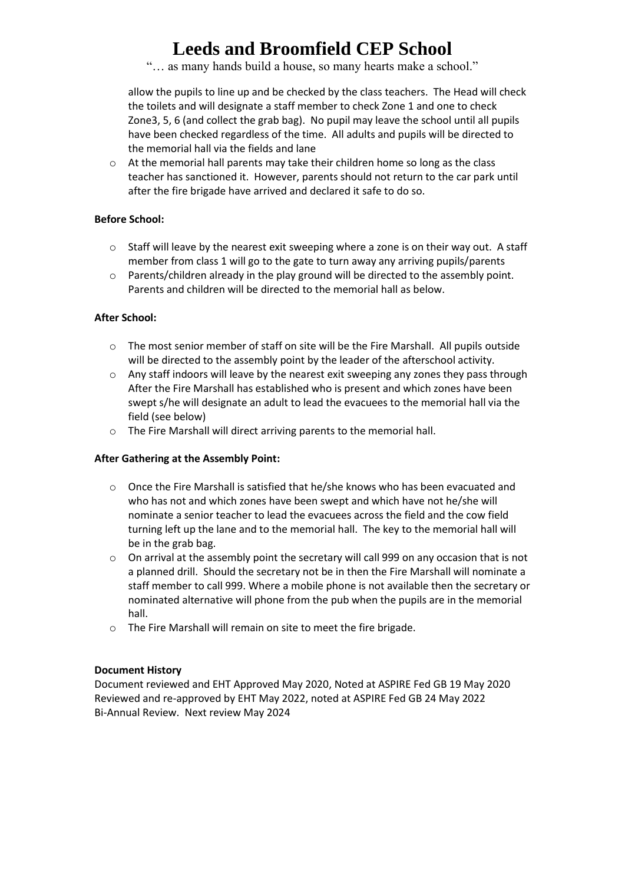- allow the pupils to line up and be checked by the class teachers. The Head will check the toilets and will designate a staff member to check Zone 1 and one to check Zone3, 5, 6 (and collect the grab bag). No pupil may leave the school until all pupils have been checked regardless of the time. All adults and pupils will be directed to the memorial hall via the fields and lane
- At the memorial hall parents may take their children home so long as the class teacher has sanctioned it. However, parents should not return to the car park until after the fire brigade have arrived and declared it safe to do so.

**Before School:**

- Staff will leave by the nearest exit sweeping where a zone is on their way out. A staff member from class 1 will go to the gate to turn away any arriving pupils/parents
- Parents/children already in the play ground will be directed to the assembly point. Parents and children will be directed to the memorial hall as below.

**After School:**

- The most senior member of staff on site will be the Fire Marshall. All pupils outside will be directed to the assembly point by the leader of the afterschool activity.
- Any staff indoors will leave by the nearest exit sweeping any zones they pass through After the Fire Marshall has established who is present and which zones have been swept s/he will designate an adult to lead the evacuees to the memorial hall via the field (see below)
- The Fire Marshall will direct arriving parents to the memorial hall.

**After Gathering at the Assembly Point:**

- Once the Fire Marshall is satisfied that he/she knows who has been evacuated and who has not and which zones have been swept and which have not he/she will nominate a senior teacher to lead the evacuees across the field and the cow field turning left up the lane and to the memorial hall. The key to the memorial hall will be in the grab bag.
- On arrival at the assembly point the secretary will call 999 on any occasion that is not a planned drill. Should the secretary not be in then the Fire Marshall will nominate a staff member to call 999. Where a mobile phone is not available then the secretary or nominated alternative will phone from the pub when the pupils are in the memorial hall.
- The Fire Marshall will remain on site to meet the fire brigade.

**Document History**

Document reviewed and EHT Approved May 2020, Noted at ASPIRE Fed GB 19 May 2020
Reviewed and re-approved by EHT May 2022, noted at ASPIRE Fed GB 24 May 2022
Bi-Annual Review. Next review May 2024